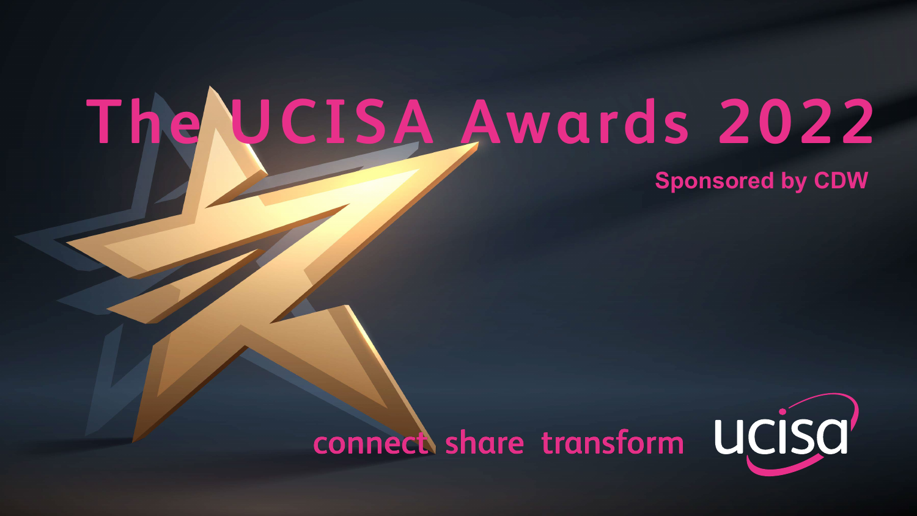# The UCISA Awards 2022

**Sponsored by CDW**

connect share transform

ucisa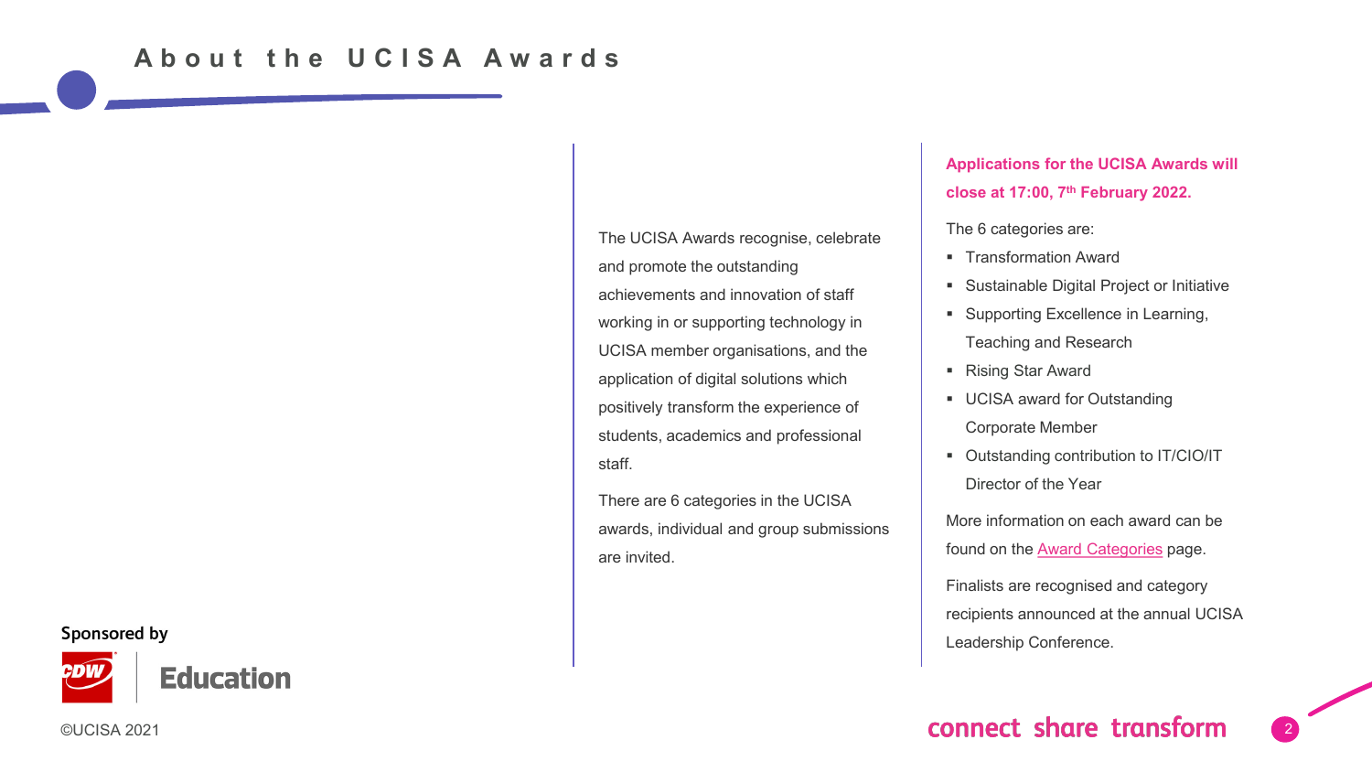# About the UCISA Awards

The UCISA Awards recognise, celebrate and promote the outstanding achievements and innovation of staff working in or supporting technology in UCISA member organisations, and the application of digital solutions which positively transform the experience of students, academics and professional staff.

There are 6 categories in the UCISA awards, individual and group submissions are invited.

**Applications for the UCISA Awards will close at 17:00, 7th February 2022.**

The 6 categories are:

- Transformation Award
- Sustainable Digital Project or Initiative
- Supporting Excellence in Learning, Teaching and Research
- Rising Star Award
- UCISA award for Outstanding Corporate Member
- Outstanding contribution to IT/CIO/IT Director of the Year

More information on each award can be found on the Award Categories page.

Finalists are recognised and category recipients announced at the annual UCISA Leadership Conference.

Sponsored by

CDW Education

©UCISA 2021

connect share transform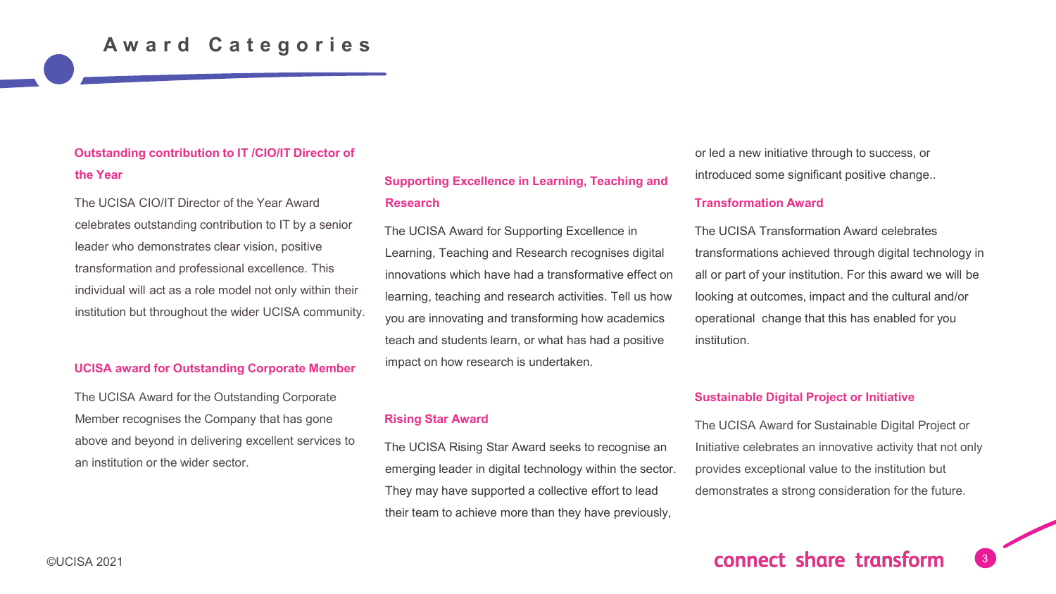# Award Categories

### Outstanding contribution to IT /CIO/IT Director of the Year

The UCISA CIO/IT Director of the Year Award celebrates outstanding contribution to IT by a senior leader who demonstrates clear vision, positive transformation and professional excellence. This individual will act as a role model not only within their institution but throughout the wider UCISA community.

### UCISA award for Outstanding Corporate Member

The UCISA Award for the Outstanding Corporate Member recognises the Company that has gone above and beyond in delivering excellent services to an institution or the wider sector.

### Supporting Excellence in Learning, Teaching and Research

The UCISA Award for Supporting Excellence in Learning, Teaching and Research recognises digital innovations which have had a transformative effect on learning, teaching and research activities. Tell us how you are innovating and transforming how academics teach and students learn, or what has had a positive impact on how research is undertaken.

### Rising Star Award

The UCISA Rising Star Award seeks to recognise an emerging leader in digital technology within the sector. They may have supported a collective effort to lead their team to achieve more than they have previously, or led a new initiative through to success, or introduced some significant positive change..

### Transformation Award

The UCISA Transformation Award celebrates transformations achieved through digital technology in all or part of your institution. For this award we will be looking at outcomes, impact and the cultural and/or operational change that this has enabled for you institution.

### Sustainable Digital Project or Initiative

The UCISA Award for Sustainable Digital Project or Initiative celebrates an innovative activity that not only provides exceptional value to the institution but demonstrates a strong consideration for the future.

©UCISA 2021

connect share transform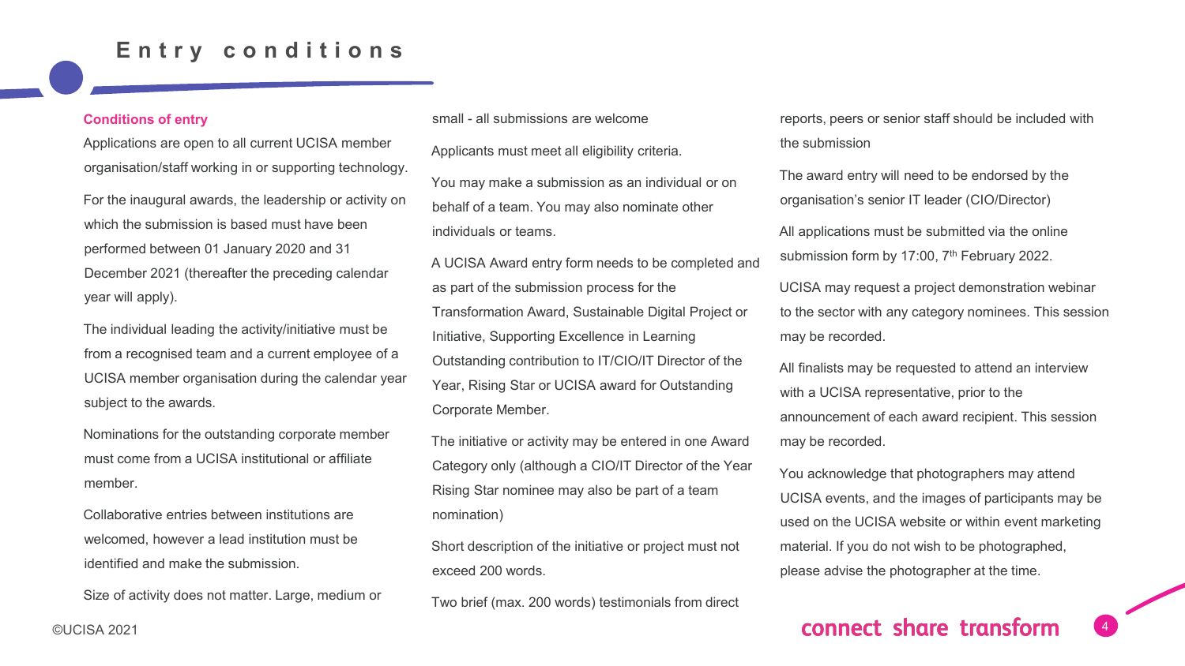# Entry conditions

## Conditions of entry

Applications are open to all current UCISA member organisation/staff working in or supporting technology.

For the inaugural awards, the leadership or activity on which the submission is based must have been performed between 01 January 2020 and 31 December 2021 (thereafter the preceding calendar year will apply).

The individual leading the activity/initiative must be from a recognised team and a current employee of a UCISA member organisation during the calendar year subject to the awards.

Nominations for the outstanding corporate member must come from a UCISA institutional or affiliate member.

Collaborative entries between institutions are welcomed, however a lead institution must be identified and make the submission.

Size of activity does not matter. Large, medium or small - all submissions are welcome

Applicants must meet all eligibility criteria.

You may make a submission as an individual or on behalf of a team. You may also nominate other individuals or teams.

A UCISA Award entry form needs to be completed and as part of the submission process for the Transformation Award, Sustainable Digital Project or Initiative, Supporting Excellence in Learning Outstanding contribution to IT/CIO/IT Director of the Year, Rising Star or UCISA award for Outstanding Corporate Member.

The initiative or activity may be entered in one Award Category only (although a CIO/IT Director of the Year Rising Star nominee may also be part of a team nomination)

Short description of the initiative or project must not exceed 200 words.

Two brief (max. 200 words) testimonials from direct reports, peers or senior staff should be included with the submission

The award entry will need to be endorsed by the organisation's senior IT leader (CIO/Director)

All applications must be submitted via the online submission form by 17:00, 7th February 2022.

UCISA may request a project demonstration webinar to the sector with any category nominees. This session may be recorded.

All finalists may be requested to attend an interview with a UCISA representative, prior to the announcement of each award recipient. This session may be recorded.

You acknowledge that photographers may attend UCISA events, and the images of participants may be used on the UCISA website or within event marketing material. If you do not wish to be photographed, please advise the photographer at the time.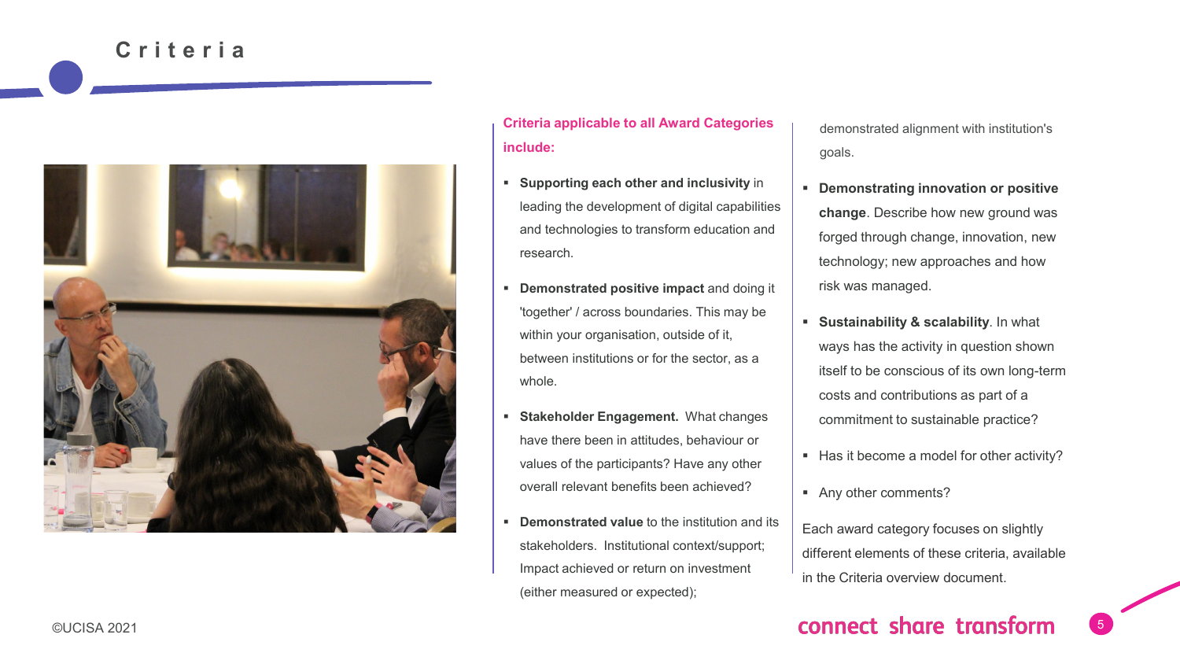# Criteria

**Criteria applicable to all Award Categories include:**

- **Supporting each other and inclusivity** in leading the development of digital capabilities and technologies to transform education and research.
- **Demonstrated positive impact** and doing it 'together' / across boundaries. This may be within your organisation, outside of it, between institutions or for the sector, as a whole.
- **Stakeholder Engagement.** What changes have there been in attitudes, behaviour or values of the participants? Have any other overall relevant benefits been achieved?
- **Demonstrated value** to the institution and its stakeholders. Institutional context/support; Impact achieved or return on investment (either measured or expected); demonstrated alignment with institution's goals.
- **Demonstrating innovation or positive change**. Describe how new ground was forged through change, innovation, new technology; new approaches and how risk was managed.
- **Sustainability & scalability**. In what ways has the activity in question shown itself to be conscious of its own long-term costs and contributions as part of a commitment to sustainable practice?
- Has it become a model for other activity?
- Any other comments?

Each award category focuses on slightly different elements of these criteria, available in the Criteria overview document.

©UCISA 2021

connect share transform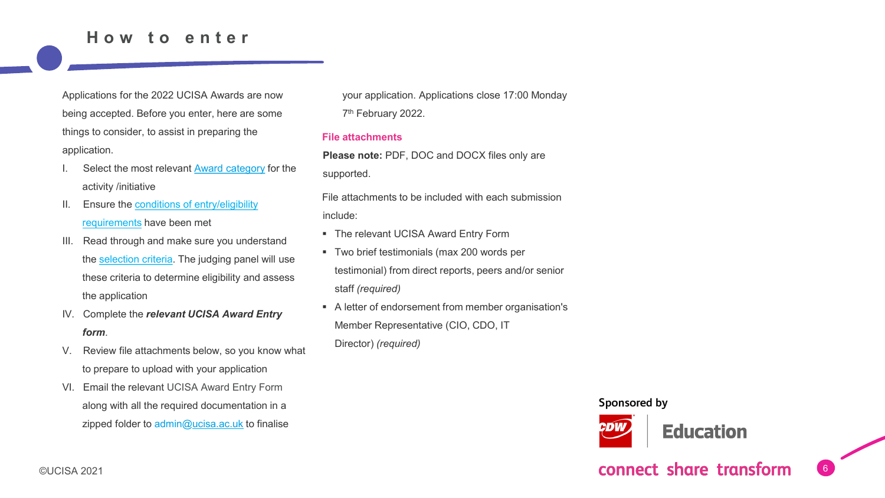# How to enter

Applications for the 2022 UCISA Awards are now being accepted. Before you enter, here are some things to consider, to assist in preparing the application.

I. Select the most relevant Award category for the activity /initiative

II. Ensure the conditions of entry/eligibility requirements have been met

III. Read through and make sure you understand the selection criteria. The judging panel will use these criteria to determine eligibility and assess the application

IV. Complete the ***relevant UCISA Award Entry form***.

V. Review file attachments below, so you know what to prepare to upload with your application

VI. Email the relevant UCISA Award Entry Form along with all the required documentation in a zipped folder to admin@ucisa.ac.uk to finalise your application. Applications close 17:00 Monday 7th February 2022.

## File attachments

**Please note:** PDF, DOC and DOCX files only are supported.

File attachments to be included with each submission include:

- The relevant UCISA Award Entry Form
- Two brief testimonials (max 200 words per testimonial) from direct reports, peers and/or senior staff *(required)*
- A letter of endorsement from member organisation's Member Representative (CIO, CDO, IT Director) *(required)*

Sponsored by

CDW Education

connect share transform

©UCISA 2021